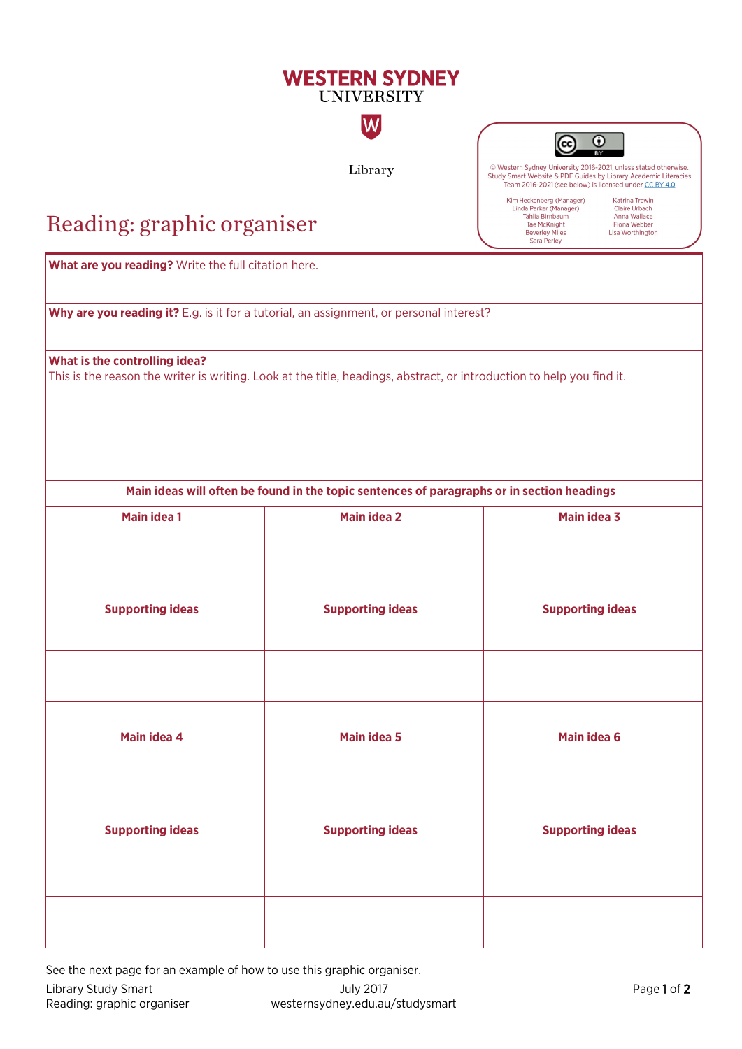WESTERN SYDNEY UNIVERSITY

Library

© Western Sydney University 2016-2021, unless stated otherwise. Study Smart Website & PDF Guides by Library Academic Literacies Team 2016-2021 (see below) is licensed under CC BY 4.0

Kim Heckenberg (Manager), Linda Parker (Manager), Tahlia Birnbaum, Tae McKnight, Beverley Miles, Sara Perley, Katrina Trewin, Claire Urbach, Anna Wallace, Fiona Webber, Lisa Worthington

# Reading: graphic organiser

**What are you reading?** Write the full citation here.

**Why are you reading it?** E.g. is it for a tutorial, an assignment, or personal interest?

**What is the controlling idea?**
This is the reason the writer is writing. Look at the title, headings, abstract, or introduction to help you find it.

**Main ideas will often be found in the topic sentences of paragraphs or in section headings**

| Main idea 1 | Main idea 2 | Main idea 3 |
|---|---|---|
| | | |
| **Supporting ideas** | **Supporting ideas** | **Supporting ideas** |
| | | |
| | | |
| | | |
| | | |
| **Main idea 4** | **Main idea 5** | **Main idea 6** |
| | | |
| **Supporting ideas** | **Supporting ideas** | **Supporting ideas** |
| | | |
| | | |
| | | |
| | | |

See the next page for an example of how to use this graphic organiser.

Library Study Smart
Reading: graphic organiser

July 2017
westernsydney.edu.au/studysmart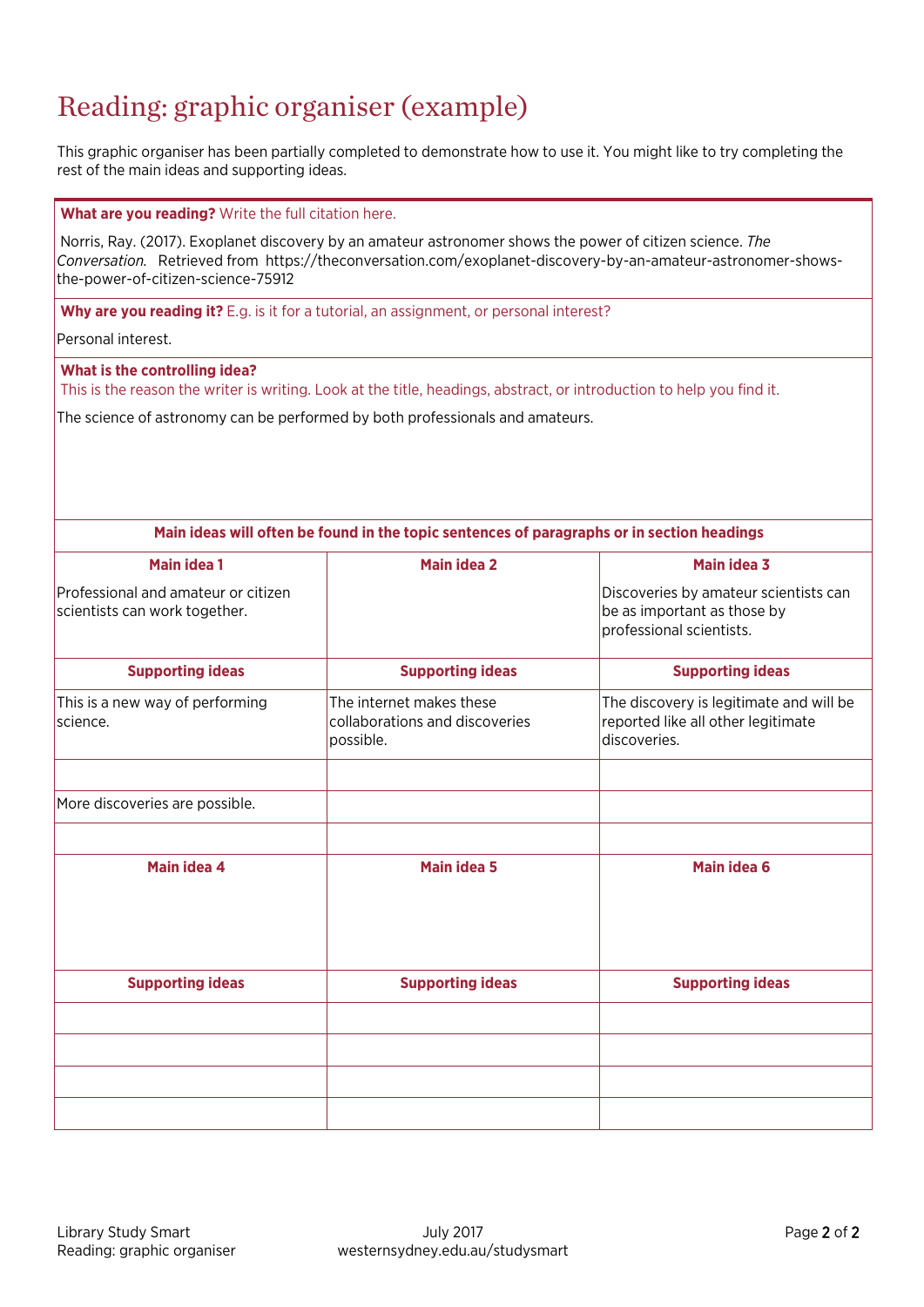# Reading: graphic organiser (example)

This graphic organiser has been partially completed to demonstrate how to use it. You might like to try completing the rest of the main ideas and supporting ideas.

**What are you reading?** Write the full citation here.

Norris, Ray. (2017). Exoplanet discovery by an amateur astronomer shows the power of citizen science. *The Conversation.* Retrieved from https://theconversation.com/exoplanet-discovery-by-an-amateur-astronomer-shows-the-power-of-citizen-science-75912

**Why are you reading it?** E.g. is it for a tutorial, an assignment, or personal interest?

Personal interest.

**What is the controlling idea?**
This is the reason the writer is writing. Look at the title, headings, abstract, or introduction to help you find it.

The science of astronomy can be performed by both professionals and amateurs.

**Main ideas will often be found in the topic sentences of paragraphs or in section headings**

| **Main idea 1** | **Main idea 2** | **Main idea 3** |
|---|---|---|
| Professional and amateur or citizen scientists can work together. | | Discoveries by amateur scientists can be as important as those by professional scientists. |
| **Supporting ideas** | **Supporting ideas** | **Supporting ideas** |
| This is a new way of performing science. | The internet makes these collaborations and discoveries possible. | The discovery is legitimate and will be reported like all other legitimate discoveries. |
| | | |
| More discoveries are possible. | | |
| | | |
| **Main idea 4** | **Main idea 5** | **Main idea 6** |
| | | |
| **Supporting ideas** | **Supporting ideas** | **Supporting ideas** |
| | | |
| | | |
| | | |
| | | |